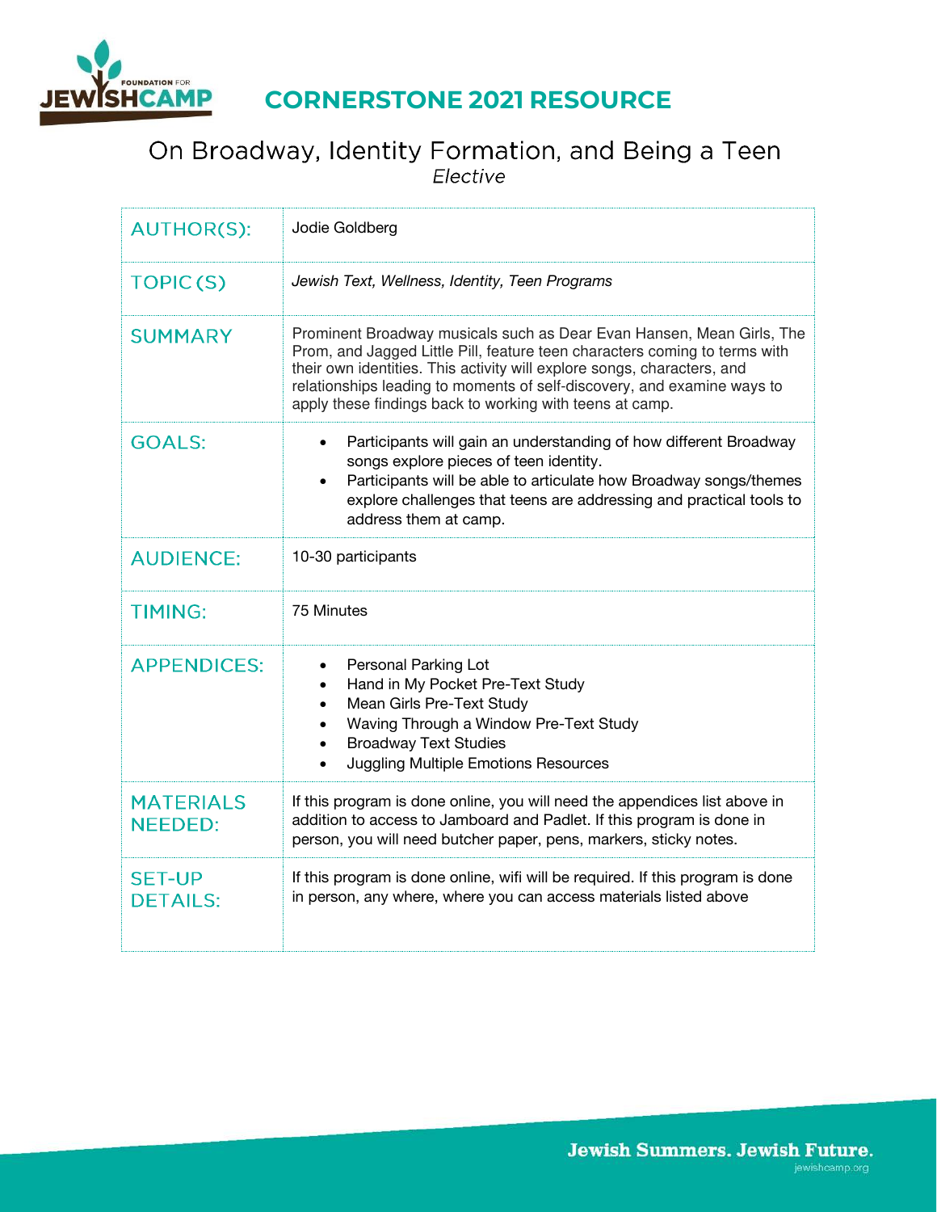# CORNERSTONE 2021 RESOURCE

## On Broadway, Identity Formation, and Being a Teen
*Elective*

| | |
|---|---|
| AUTHOR(S): | Jodie Goldberg |
| TOPIC (S) | *Jewish Text, Wellness, Identity, Teen Programs* |
| SUMMARY | Prominent Broadway musicals such as Dear Evan Hansen, Mean Girls, The Prom, and Jagged Little Pill, feature teen characters coming to terms with their own identities. This activity will explore songs, characters, and relationships leading to moments of self-discovery, and examine ways to apply these findings back to working with teens at camp. |
| GOALS: | • Participants will gain an understanding of how different Broadway songs explore pieces of teen identity.<br>• Participants will be able to articulate how Broadway songs/themes explore challenges that teens are addressing and practical tools to address them at camp. |
| AUDIENCE: | 10-30 participants |
| TIMING: | 75 Minutes |
| APPENDICES: | • Personal Parking Lot<br>• Hand in My Pocket Pre-Text Study<br>• Mean Girls Pre-Text Study<br>• Waving Through a Window Pre-Text Study<br>• Broadway Text Studies<br>• Juggling Multiple Emotions Resources |
| MATERIALS NEEDED: | If this program is done online, you will need the appendices list above in addition to access to Jamboard and Padlet. If this program is done in person, you will need butcher paper, pens, markers, sticky notes. |
| SET-UP DETAILS: | If this program is done online, wifi will be required. If this program is done in person, any where, where you can access materials listed above |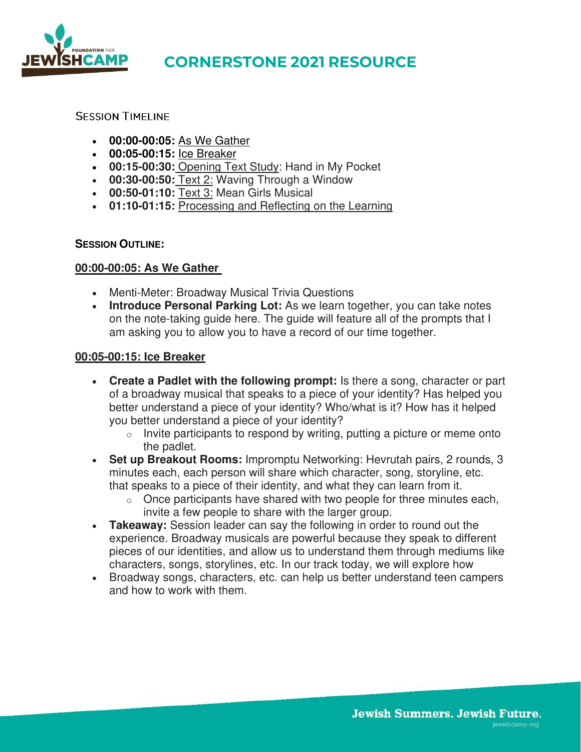# CORNERSTONE 2021 RESOURCE

## Session Timeline

- **00:00-00:05:** As We Gather
- **00:05-00:15:** Ice Breaker
- **00:15-00:30:** Opening Text Study: Hand in My Pocket
- **00:30-00:50:** Text 2: Waving Through a Window
- **00:50-01:10:** Text 3: Mean Girls Musical
- **01:10-01:15:** Processing and Reflecting on the Learning

## Session Outline:

### 00:00-00:05: As We Gather

- Menti-Meter: Broadway Musical Trivia Questions
- **Introduce Personal Parking Lot:** As we learn together, you can take notes on the note-taking guide here. The guide will feature all of the prompts that I am asking you to allow you to have a record of our time together.

### 00:05-00:15: Ice Breaker

- **Create a Padlet with the following prompt:** Is there a song, character or part of a broadway musical that speaks to a piece of your identity? Has helped you better understand a piece of your identity? Who/what is it? How has it helped you better understand a piece of your identity?
  - Invite participants to respond by writing, putting a picture or meme onto the padlet.
- **Set up Breakout Rooms:** Impromptu Networking: Hevrutah pairs, 2 rounds, 3 minutes each, each person will share which character, song, storyline, etc. that speaks to a piece of their identity, and what they can learn from it.
  - Once participants have shared with two people for three minutes each, invite a few people to share with the larger group.
- **Takeaway:** Session leader can say the following in order to round out the experience. Broadway musicals are powerful because they speak to different pieces of our identities, and allow us to understand them through mediums like characters, songs, storylines, etc. In our track today, we will explore how
- Broadway songs, characters, etc. can help us better understand teen campers and how to work with them.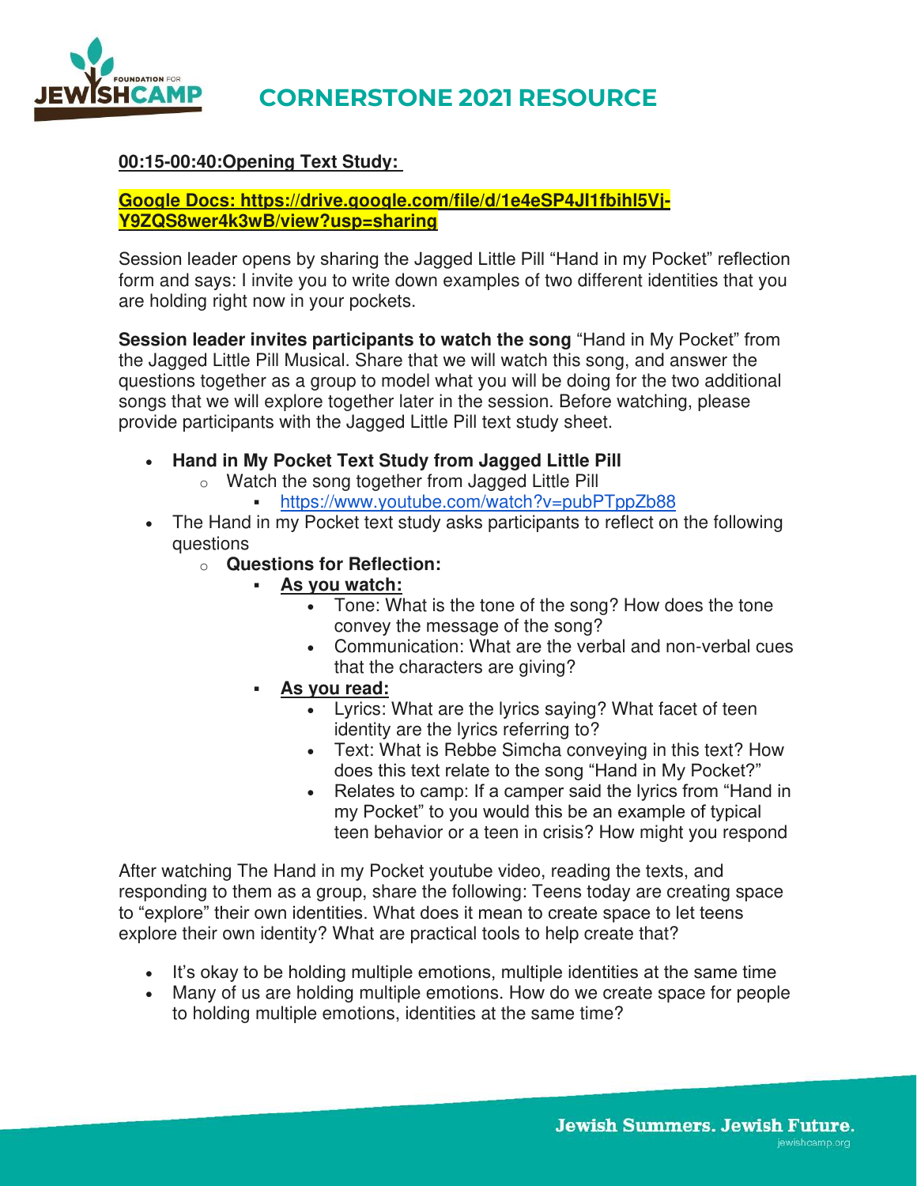**00:15-00:40:Opening Text Study:**

**Google Docs: https://drive.google.com/file/d/1e4eSP4Jl1fbihl5Vj-Y9ZQS8wer4k3wB/view?usp=sharing**

Session leader opens by sharing the Jagged Little Pill "Hand in my Pocket" reflection form and says: I invite you to write down examples of two different identities that you are holding right now in your pockets.

**Session leader invites participants to watch the song** "Hand in My Pocket" from the Jagged Little Pill Musical. Share that we will watch this song, and answer the questions together as a group to model what you will be doing for the two additional songs that we will explore together later in the session. Before watching, please provide participants with the Jagged Little Pill text study sheet.

- **Hand in My Pocket Text Study from Jagged Little Pill**
  - Watch the song together from Jagged Little Pill
    - https://www.youtube.com/watch?v=pubPTppZb88
- The Hand in my Pocket text study asks participants to reflect on the following questions
  - **Questions for Reflection:**
    - **As you watch:**
      - Tone: What is the tone of the song? How does the tone convey the message of the song?
      - Communication: What are the verbal and non-verbal cues that the characters are giving?
    - **As you read:**
      - Lyrics: What are the lyrics saying? What facet of teen identity are the lyrics referring to?
      - Text: What is Rebbe Simcha conveying in this text? How does this text relate to the song "Hand in My Pocket?"
      - Relates to camp: If a camper said the lyrics from "Hand in my Pocket" to you would this be an example of typical teen behavior or a teen in crisis? How might you respond

After watching The Hand in my Pocket youtube video, reading the texts, and responding to them as a group, share the following: Teens today are creating space to "explore" their own identities. What does it mean to create space to let teens explore their own identity? What are practical tools to help create that?

- It's okay to be holding multiple emotions, multiple identities at the same time
- Many of us are holding multiple emotions. How do we create space for people to holding multiple emotions, identities at the same time?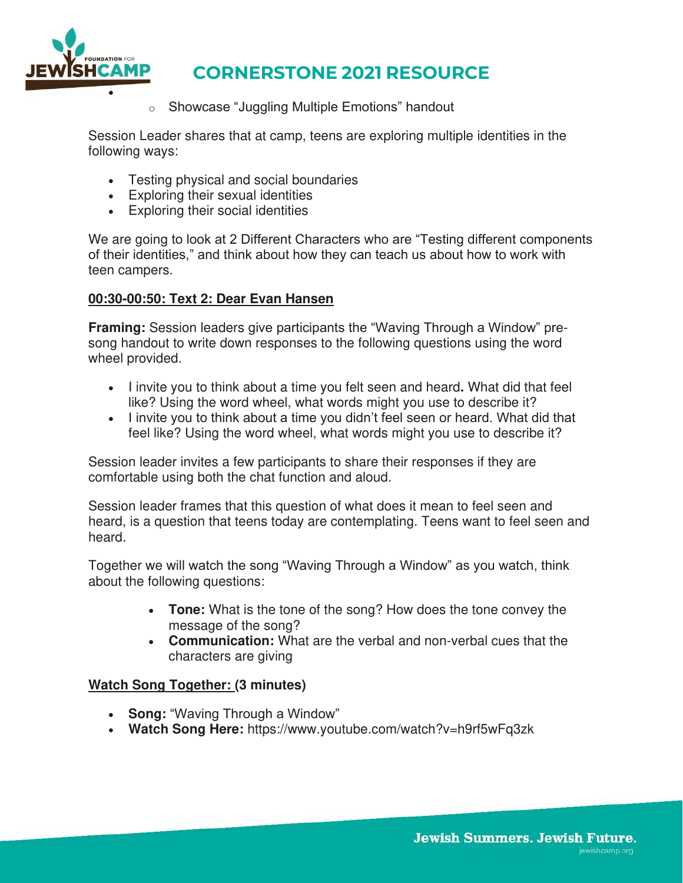- Showcase "Juggling Multiple Emotions" handout

Session Leader shares that at camp, teens are exploring multiple identities in the following ways:

- Testing physical and social boundaries
- Exploring their sexual identities
- Exploring their social identities

We are going to look at 2 Different Characters who are "Testing different components of their identities," and think about how they can teach us about how to work with teen campers.

**<u>00:30-00:50: Text 2: Dear Evan Hansen</u>**

**Framing:** Session leaders give participants the "Waving Through a Window" pre-song handout to write down responses to the following questions using the word wheel provided.

- I invite you to think about a time you felt seen and heard**.** What did that feel like? Using the word wheel, what words might you use to describe it?
- I invite you to think about a time you didn't feel seen or heard. What did that feel like? Using the word wheel, what words might you use to describe it?

Session leader invites a few participants to share their responses if they are comfortable using both the chat function and aloud.

Session leader frames that this question of what does it mean to feel seen and heard, is a question that teens today are contemplating. Teens want to feel seen and heard.

Together we will watch the song "Waving Through a Window" as you watch, think about the following questions:

- **Tone:** What is the tone of the song? How does the tone convey the message of the song?
- **Communication:** What are the verbal and non-verbal cues that the characters are giving

**<u>Watch Song Together: </u>(3 minutes)**

- **Song:** "Waving Through a Window"
- **Watch Song Here:** https://www.youtube.com/watch?v=h9rf5wFq3zk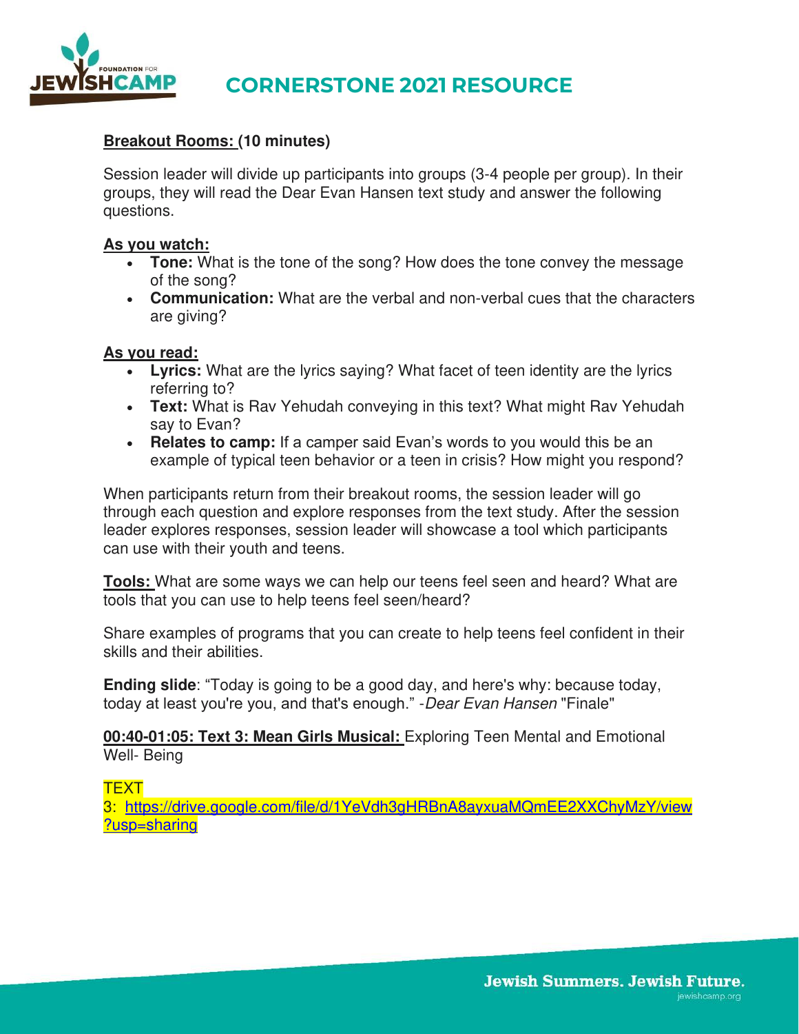**Breakout Rooms: (10 minutes)**

Session leader will divide up participants into groups (3-4 people per group). In their groups, they will read the Dear Evan Hansen text study and answer the following questions.

**As you watch:**

- **Tone:** What is the tone of the song? How does the tone convey the message of the song?
- **Communication:** What are the verbal and non-verbal cues that the characters are giving?

**As you read:**

- **Lyrics:** What are the lyrics saying? What facet of teen identity are the lyrics referring to?
- **Text:** What is Rav Yehudah conveying in this text? What might Rav Yehudah say to Evan?
- **Relates to camp:** If a camper said Evan's words to you would this be an example of typical teen behavior or a teen in crisis? How might you respond?

When participants return from their breakout rooms, the session leader will go through each question and explore responses from the text study. After the session leader explores responses, session leader will showcase a tool which participants can use with their youth and teens.

**Tools:** What are some ways we can help our teens feel seen and heard? What are tools that you can use to help teens feel seen/heard?

Share examples of programs that you can create to help teens feel confident in their skills and their abilities.

**Ending slide**: "Today is going to be a good day, and here's why: because today, today at least you're you, and that's enough." -*Dear Evan Hansen* "Finale"

**00:40-01:05: Text 3: Mean Girls Musical:** Exploring Teen Mental and Emotional Well- Being

TEXT 3: https://drive.google.com/file/d/1YeVdh3gHRBnA8ayxuaMQmEE2XXChyMzY/view?usp=sharing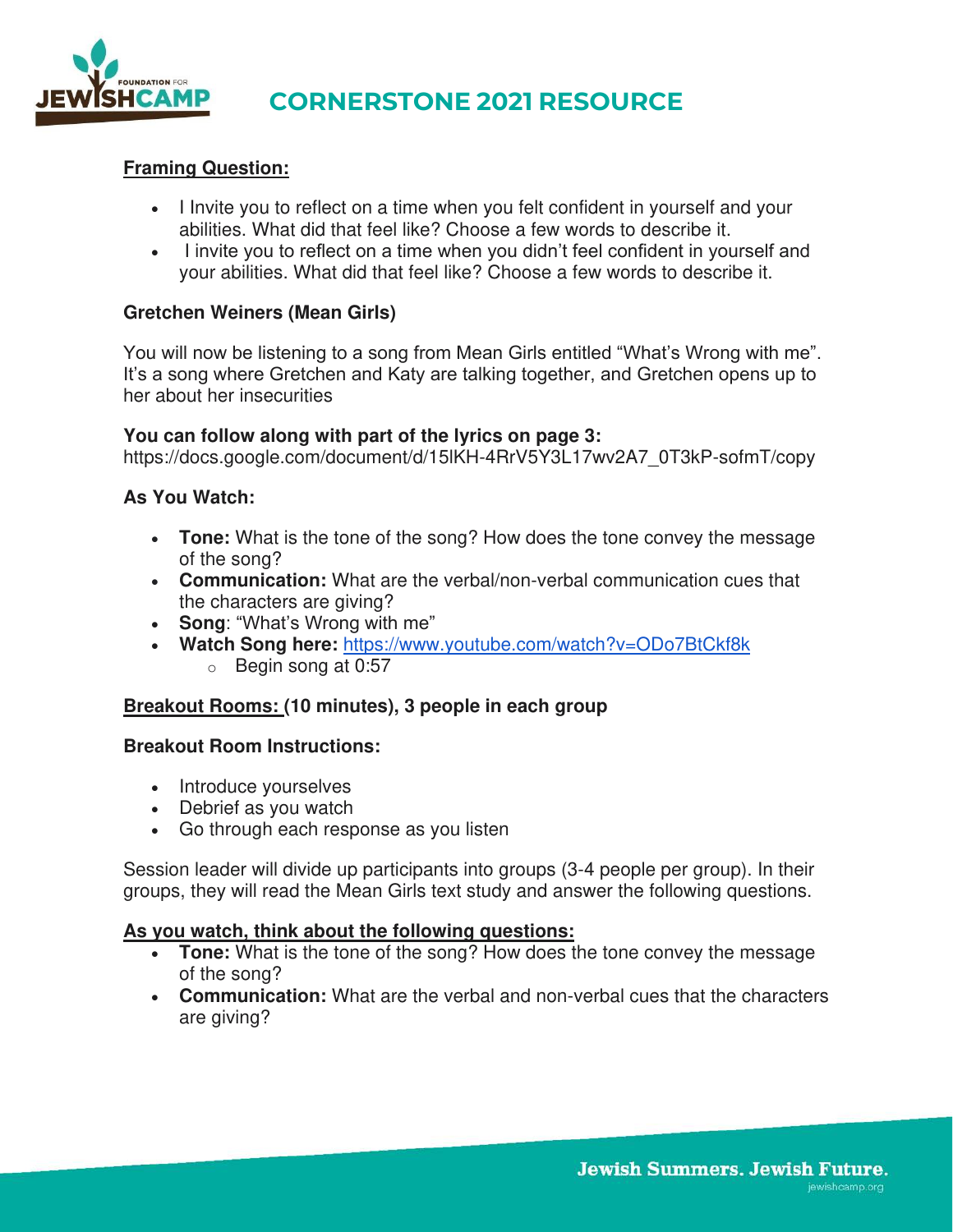## Framing Question:

- I Invite you to reflect on a time when you felt confident in yourself and your abilities. What did that feel like? Choose a few words to describe it.
- I invite you to reflect on a time when you didn't feel confident in yourself and your abilities. What did that feel like? Choose a few words to describe it.

### Gretchen Weiners (Mean Girls)

You will now be listening to a song from Mean Girls entitled "What's Wrong with me". It's a song where Gretchen and Katy are talking together, and Gretchen opens up to her about her insecurities

**You can follow along with part of the lyrics on page 3:**
https://docs.google.com/document/d/15lKH-4RrV5Y3L17wv2A7_0T3kP-sofmT/copy

### As You Watch:

- **Tone:** What is the tone of the song? How does the tone convey the message of the song?
- **Communication:** What are the verbal/non-verbal communication cues that the characters are giving?
- **Song**: "What's Wrong with me"
- **Watch Song here:** https://www.youtube.com/watch?v=ODo7BtCkf8k
  - Begin song at 0:57

### Breakout Rooms: (10 minutes), 3 people in each group

### Breakout Room Instructions:

- Introduce yourselves
- Debrief as you watch
- Go through each response as you listen

Session leader will divide up participants into groups (3-4 people per group). In their groups, they will read the Mean Girls text study and answer the following questions.

### As you watch, think about the following questions:

- **Tone:** What is the tone of the song? How does the tone convey the message of the song?
- **Communication:** What are the verbal and non-verbal cues that the characters are giving?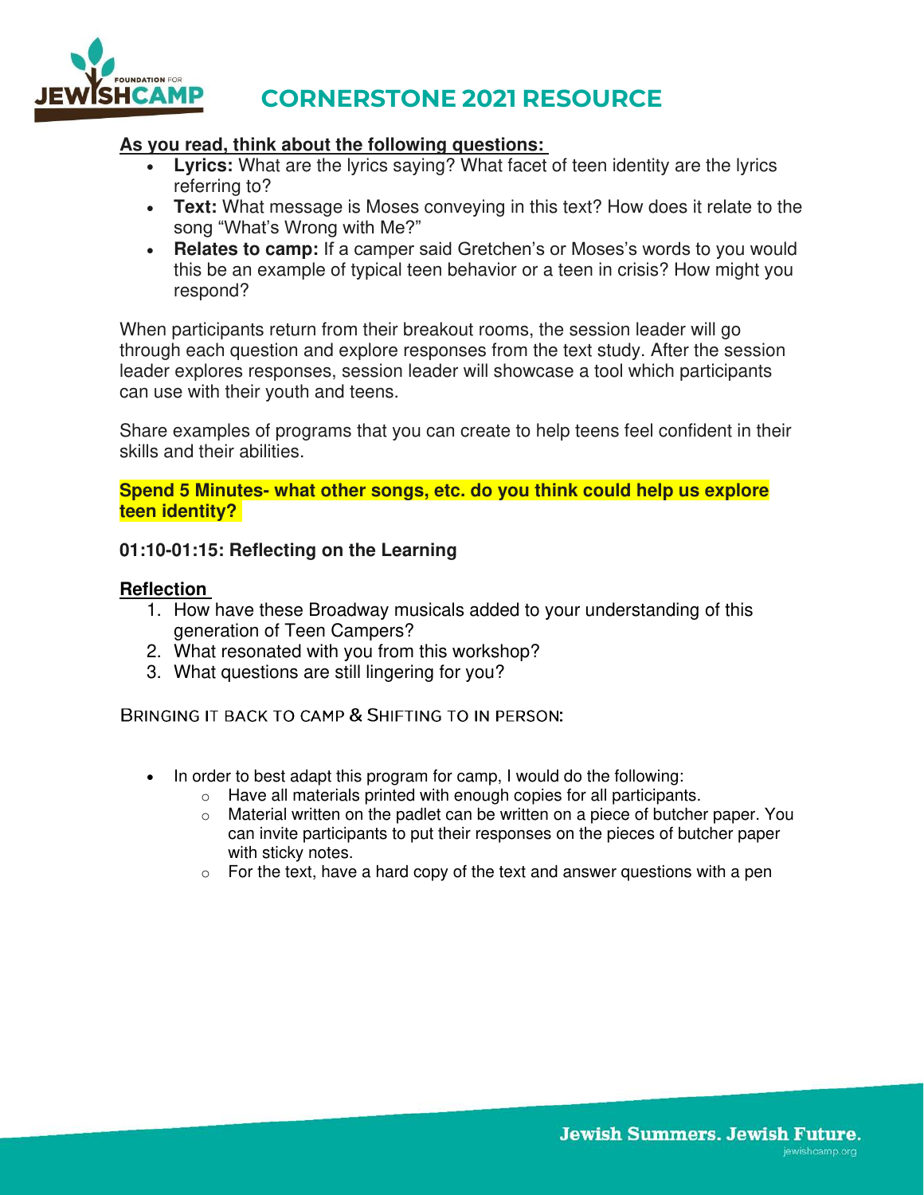**As you read, think about the following questions:**

- **Lyrics:** What are the lyrics saying? What facet of teen identity are the lyrics referring to?
- **Text:** What message is Moses conveying in this text? How does it relate to the song "What's Wrong with Me?"
- **Relates to camp:** If a camper said Gretchen's or Moses's words to you would this be an example of typical teen behavior or a teen in crisis? How might you respond?

When participants return from their breakout rooms, the session leader will go through each question and explore responses from the text study. After the session leader explores responses, session leader will showcase a tool which participants can use with their youth and teens.

Share examples of programs that you can create to help teens feel confident in their skills and their abilities.

**Spend 5 Minutes- what other songs, etc. do you think could help us explore teen identity?**

**01:10-01:15: Reflecting on the Learning**

**Reflection**

1. How have these Broadway musicals added to your understanding of this generation of Teen Campers?
2. What resonated with you from this workshop?
3. What questions are still lingering for you?

BRINGING IT BACK TO CAMP & SHIFTING TO IN PERSON:

- In order to best adapt this program for camp, I would do the following:
  - Have all materials printed with enough copies for all participants.
  - Material written on the padlet can be written on a piece of butcher paper. You can invite participants to put their responses on the pieces of butcher paper with sticky notes.
  - For the text, have a hard copy of the text and answer questions with a pen